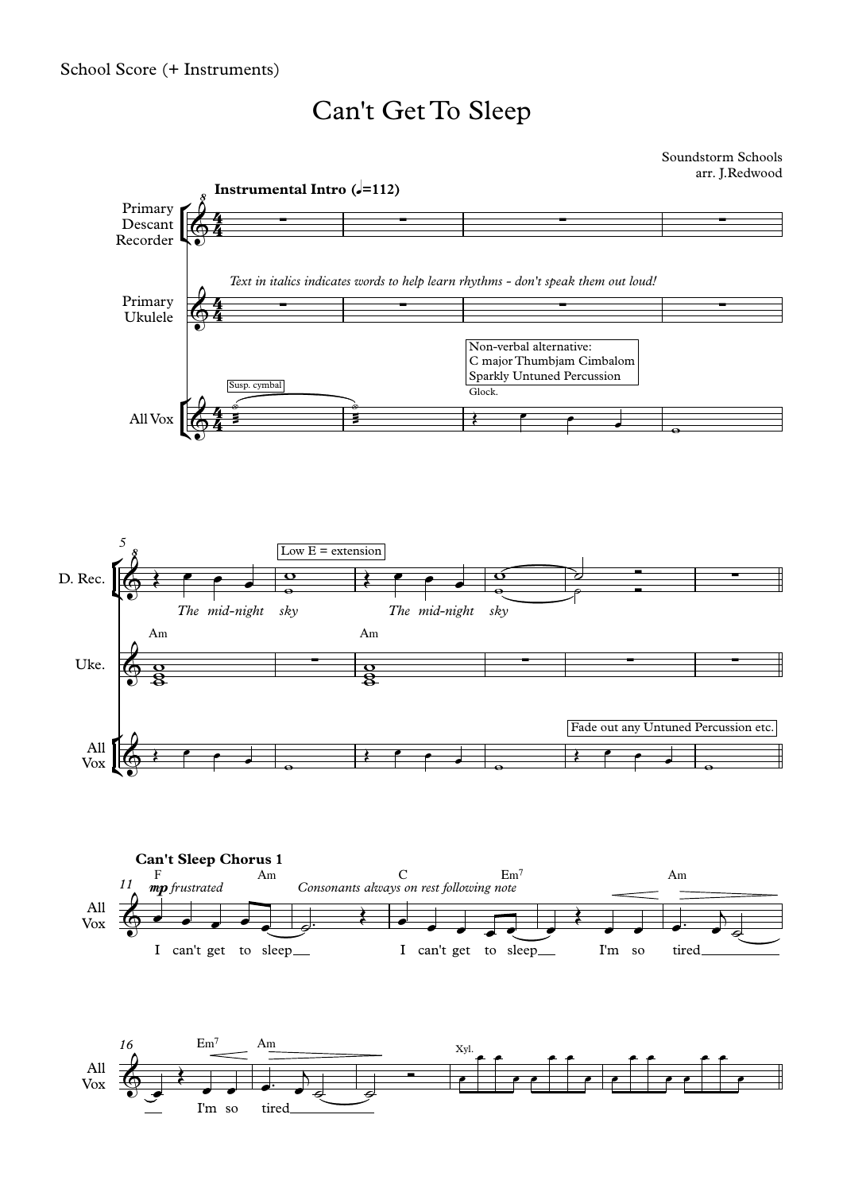School Score (+ Instruments)

# Can't Get To Sleep

Soundstorm Schools
arr. J.Redwood

**Instrumental Intro** (♩=112)

Primary Descant Recorder

Primary Ukulele

*Text in italics indicates words to help learn rhythms - don't speak them out loud!*

All Vox

Susp. cymbal

Non-verbal alternative:
C major Thumbjam Cimbalom
Sparkly Untuned Percussion

Glock.

D. Rec.

Low E = extension

*The mid-night sky* *The mid-night sky*

Uke.

Am Am

All Vox

Fade out any Untuned Percussion etc.

**Can't Sleep Chorus 1**

F Am C Em7 Am

**mp** *frustrated* *Consonants always on rest following note*

All Vox

I can't get to sleep __ I can't get to sleep __ I'm so tired __

Em7 Am

I'm so tired __

Xyl.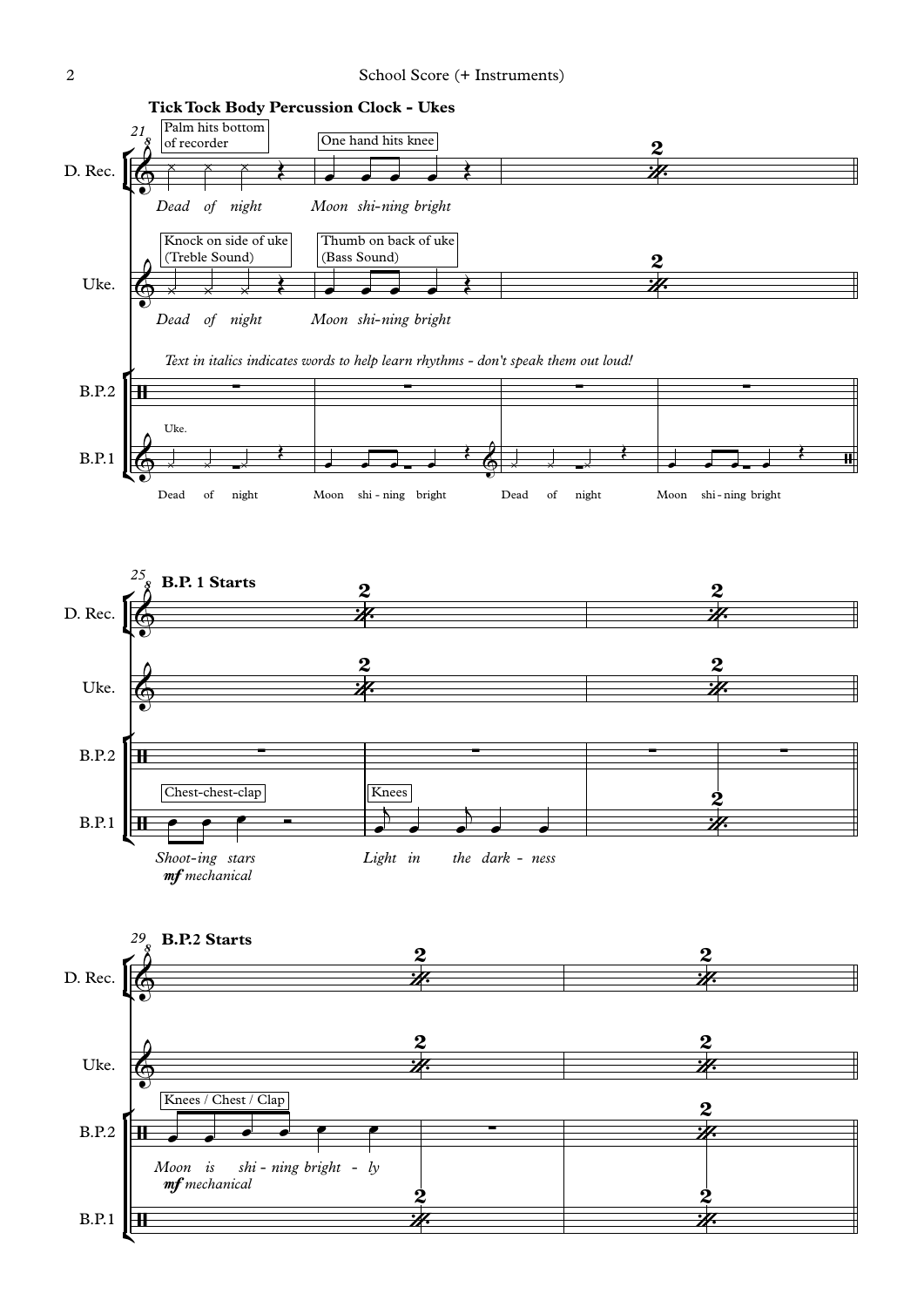**Tick Tock Body Percussion Clock - Ukes**

*Text in italics indicates words to help learn rhythms - don't speak them out loud!*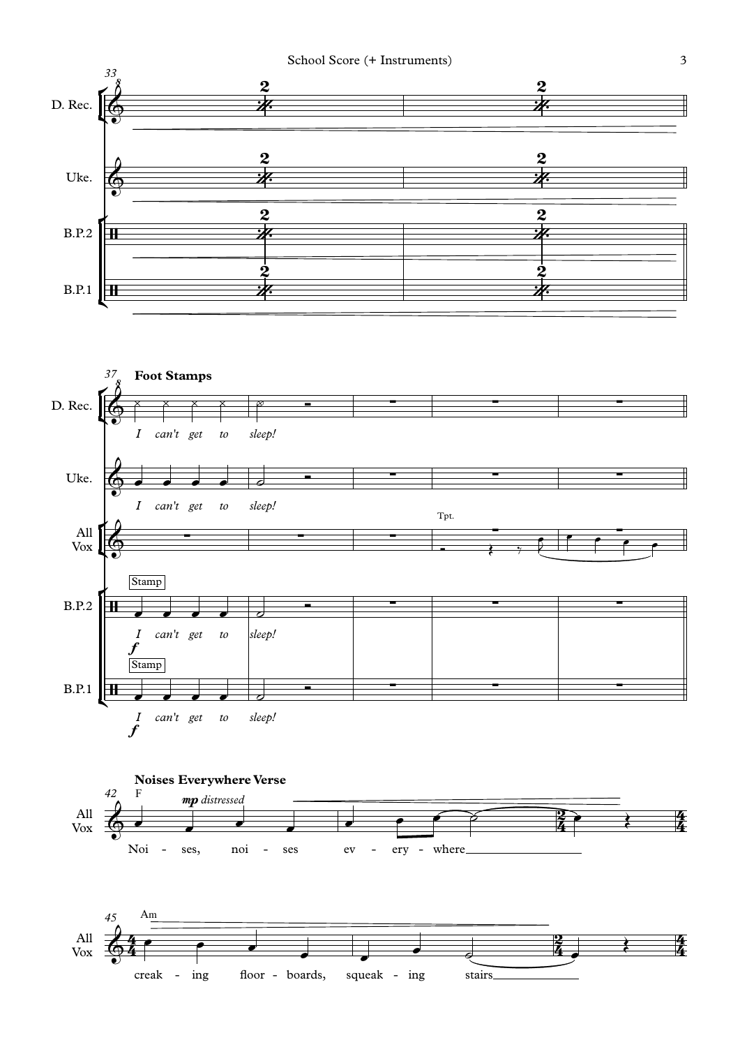33

D. Rec.

Uke.

B.P.2

B.P.1

37 **Foot Stamps**

D. Rec.: *I can't get to sleep!*

Uke.: *I can't get to sleep!*

All Vox — Tpt.

B.P.2 — Stamp — *I can't get to sleep!* — *f*

B.P.1 — Stamp — *I can't get to sleep!* — *f*

## Noises Everywhere Verse

42 F — ***mp*** *distressed*

All Vox: Noi - ses, noi - ses ev - ery - where

45 Am

All Vox: creak - ing floor - boards, squeak - ing stairs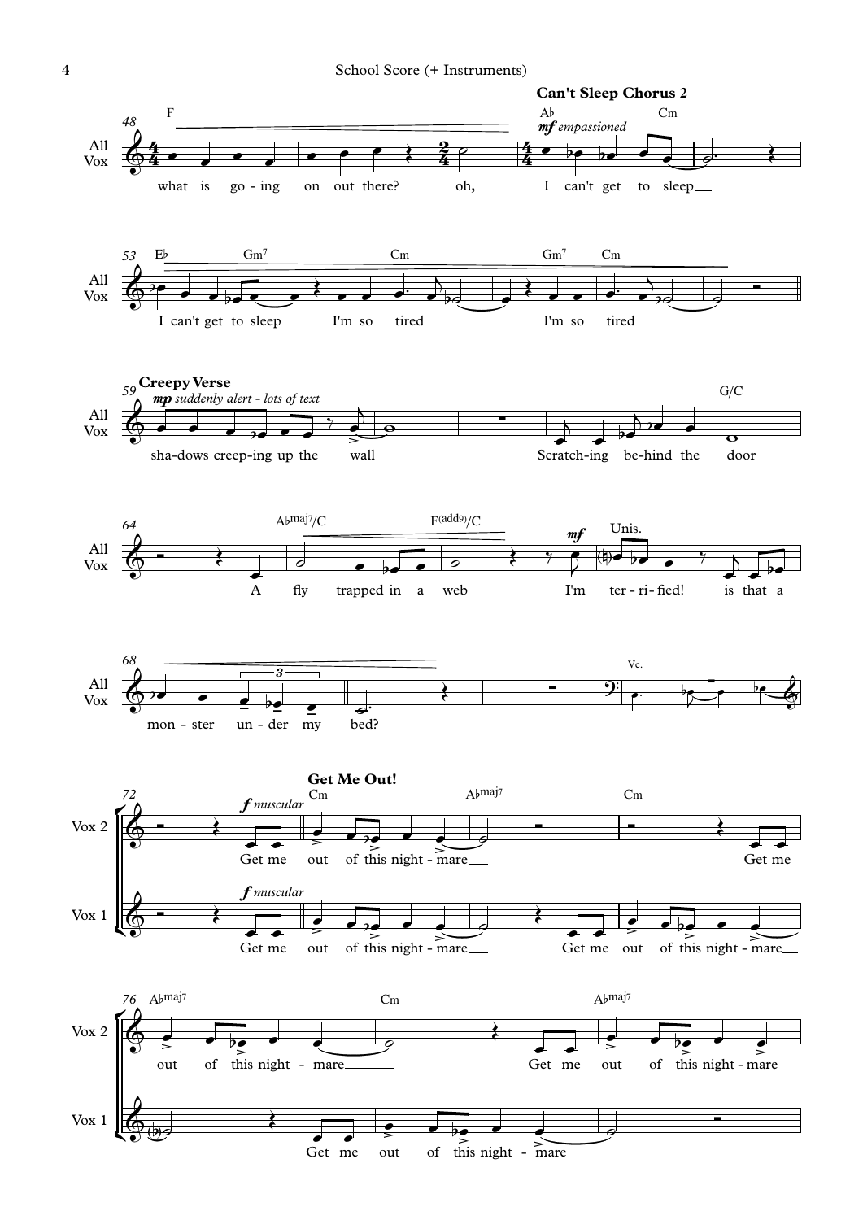## Can't Sleep Chorus 2

*mf empassioned*

what is go - ing on out there? oh, I can't get to sleep

I can't get to sleep I'm so tired I'm so tired

## Creepy Verse

*mp suddenly alert - lots of text*

sha-dows creep-ing up the wall

Scratch-ing be-hind the door

A fly trapped in a web

*mf*

Unis.

I'm ter - ri - fied! is that a mon - ster un - der my bed?

Vc.

## Get Me Out!

**Vox 2** (*f muscular*): Get me out of this night - mare Get me out of this night - mare Get me out of this night - mare

**Vox 1** (*f muscular*): Get me out of this night - mare Get me out of this night - mare Get me out of this night - mare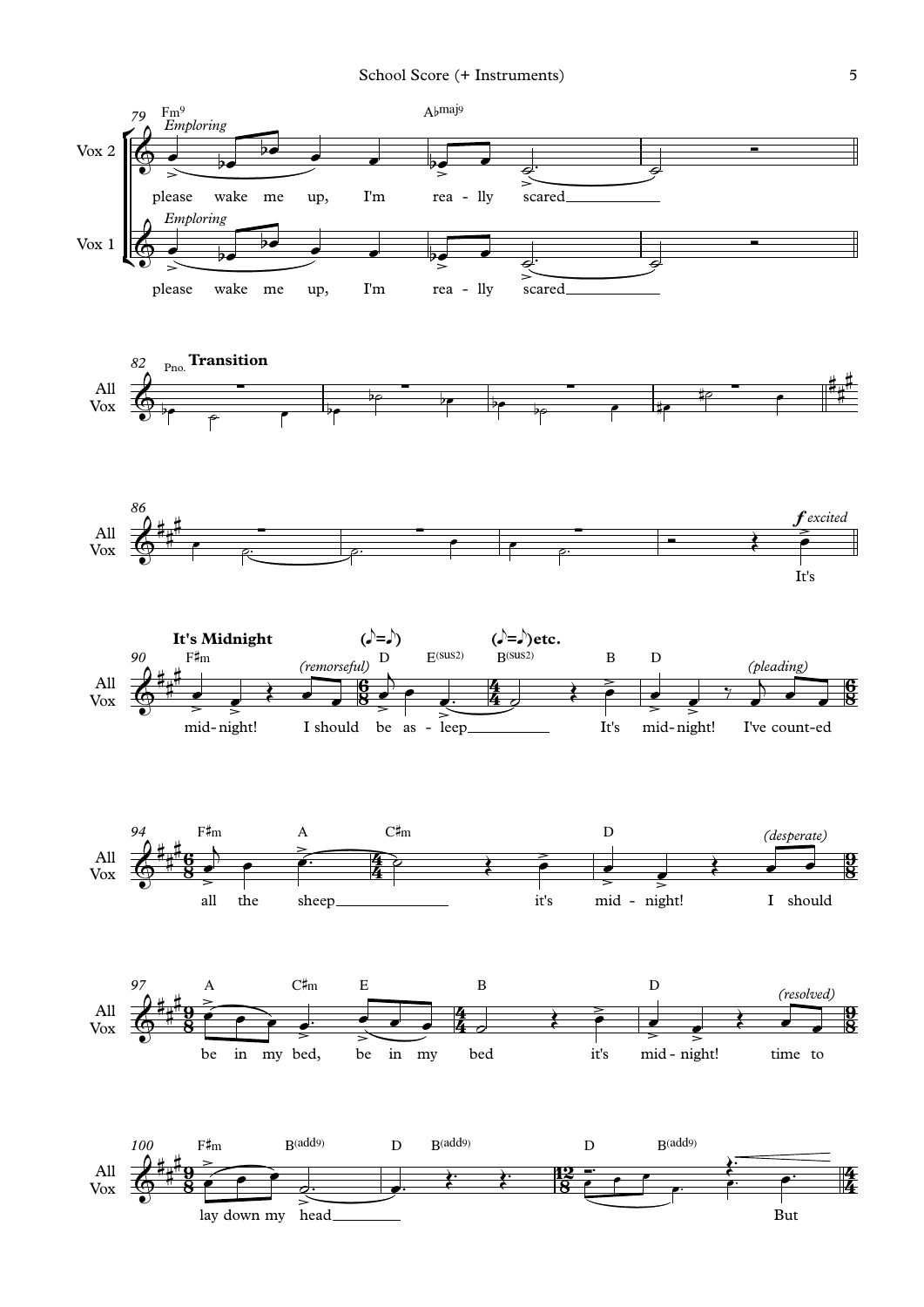**79**

Fm9 — *Emploring*

Vox 2: please wake me up, I'm rea - lly scared

Vox 1: *Emploring* — please wake me up, I'm rea - lly scared

A♭maj9

**82** Pno. **Transition**

All Vox

**86**

All Vox — ***f*** *excited* — It's

**It's Midnight** (♪=♩.) (♩.=♪) etc.

**90** F♯m — D — E(sus2) — B(sus2) — B — D

All Vox: mid- night! *(remorseful)* I should be as - leep It's mid- night! *(pleading)* I've count-ed

**94** F♯m — A — C♯m — D

All Vox: all the sheep it's mid - night! *(desperate)* I should

**97** A — C♯m — E — B — D

All Vox: be in my bed, be in my bed it's mid - night! *(resolved)* time to

**100** F♯m — B(add9) — D — B(add9) — D — B(add9)

All Vox: lay down my head But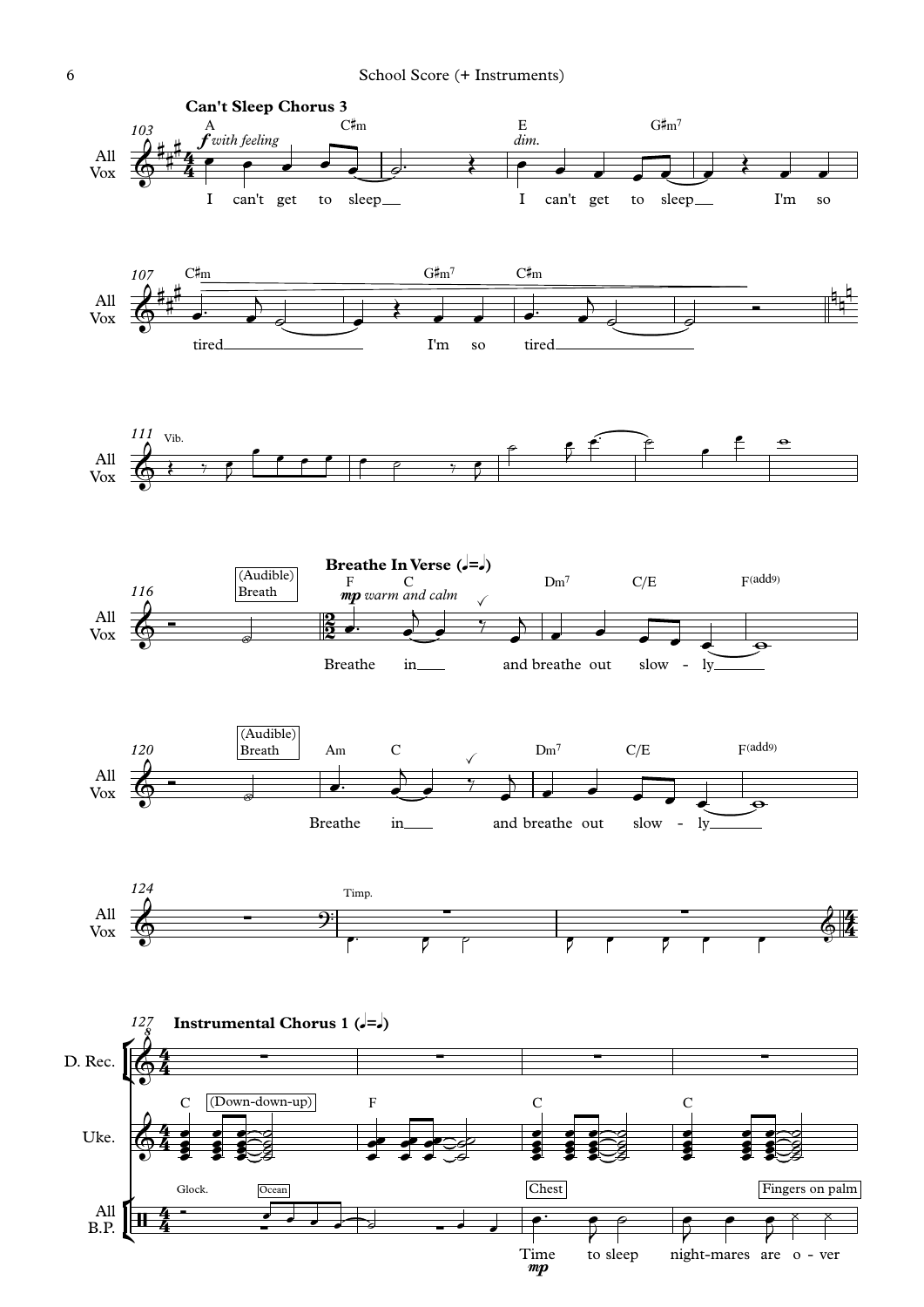**Can't Sleep Chorus 3**

*f with feeling*

A — C♯m — E — G♯m7

I can't get to sleep — I can't get to sleep — I'm so

C♯m — G♯m7 — C♯m

tired — I'm so tired

Vib.

(Audible) Breath

**Breathe In Verse (♩=♩)**

*mp warm and calm*

F — C — Dm7 — C/E — F(add9)

Breathe in — and breathe out slow - ly

(Audible) Breath

Am — C — Dm7 — C/E — F(add9)

Breathe in — and breathe out slow - ly

Timp.

**Instrumental Chorus 1 (♩=♩)**

D. Rec.

Uke. — C (Down-down-up) — F — C — C

All B.P. — Glock. — Ocean — Chest — Fingers on palm

*mp*

Time to sleep night-mares are o - ver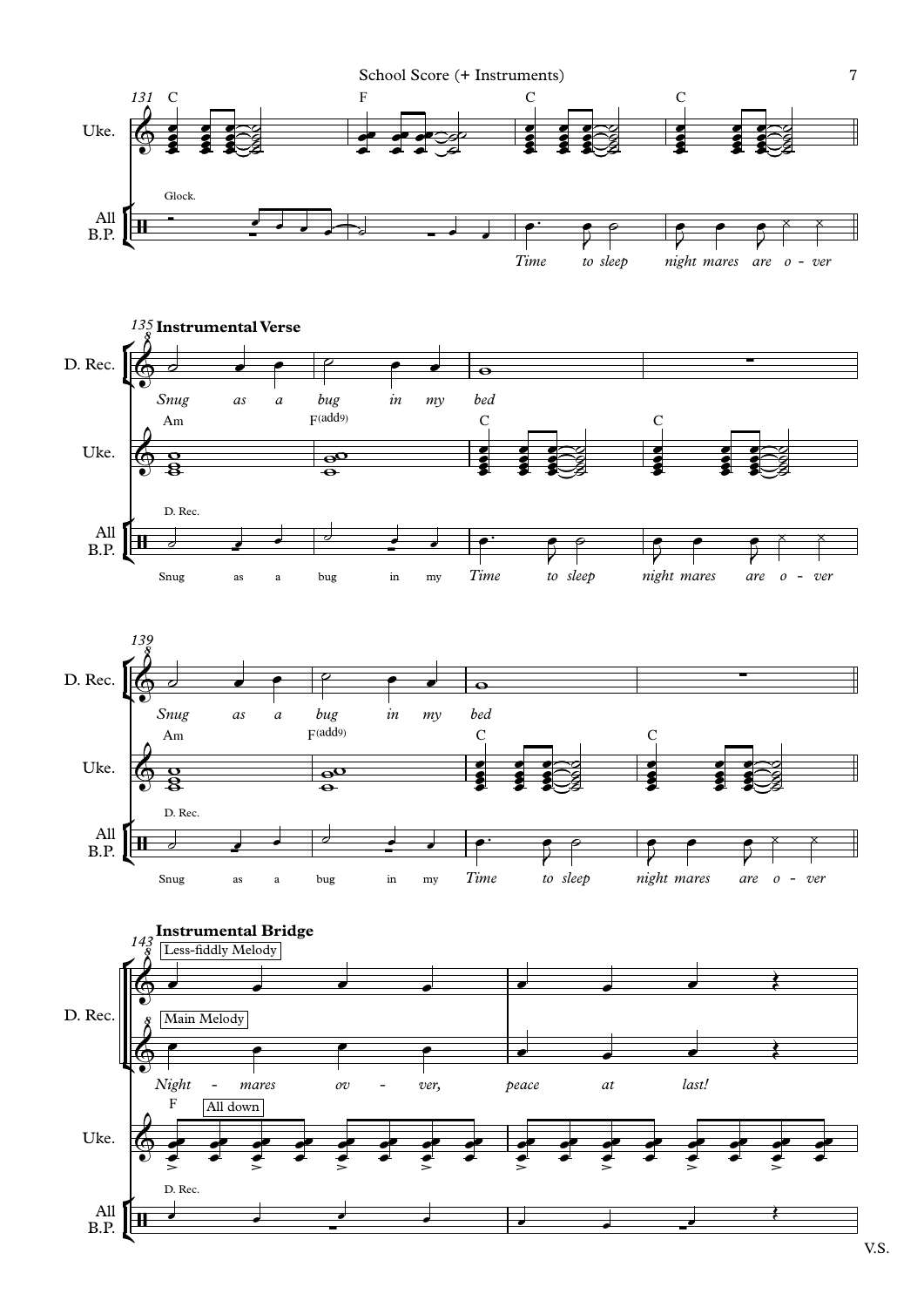131

**Instrumental Verse**

135

139

**Instrumental Bridge**

143

Less-fiddly Melody

Main Melody

*Night - mares ov - ver, peace at last!*

All down

V.S.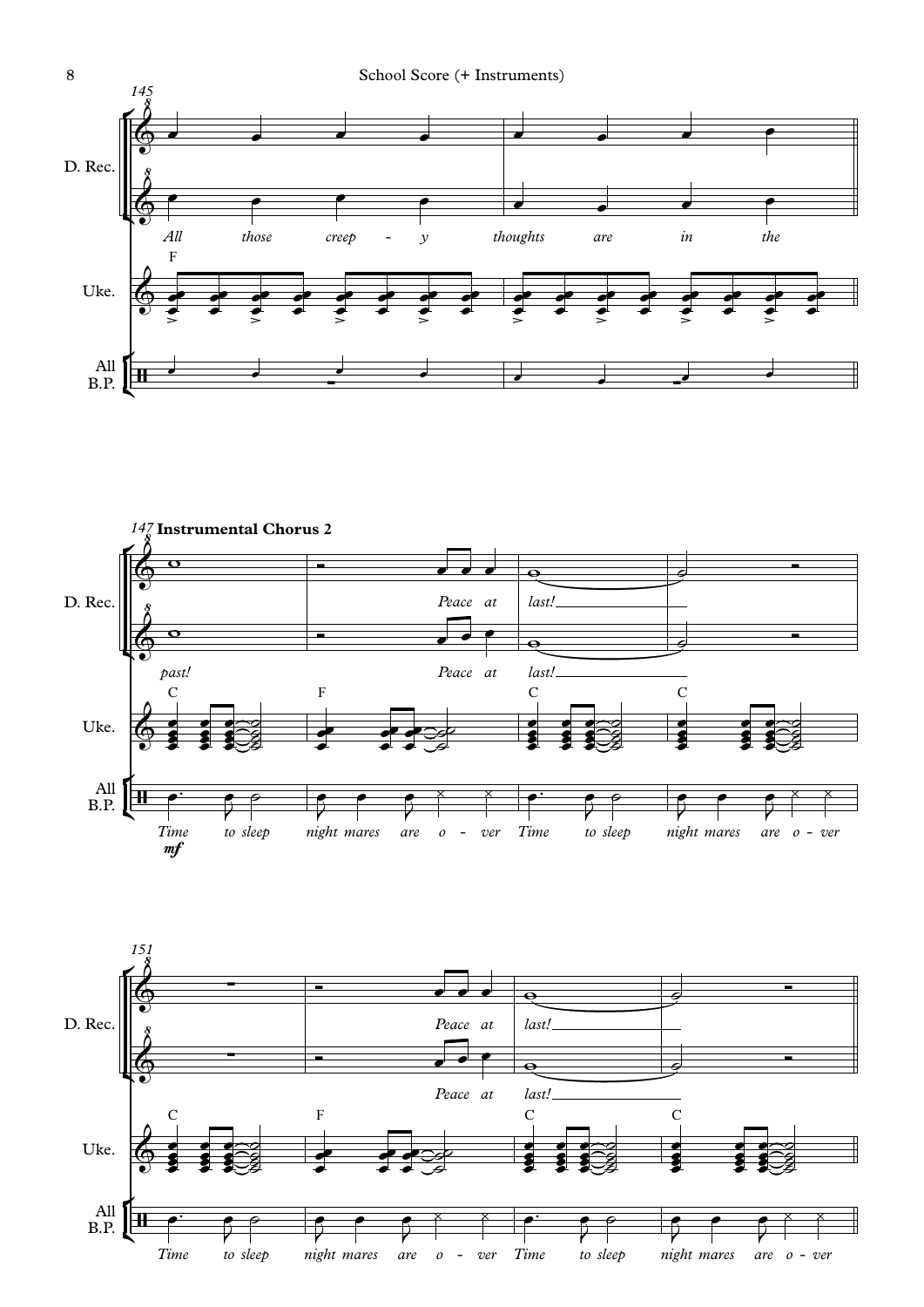**Instrumental Chorus 2**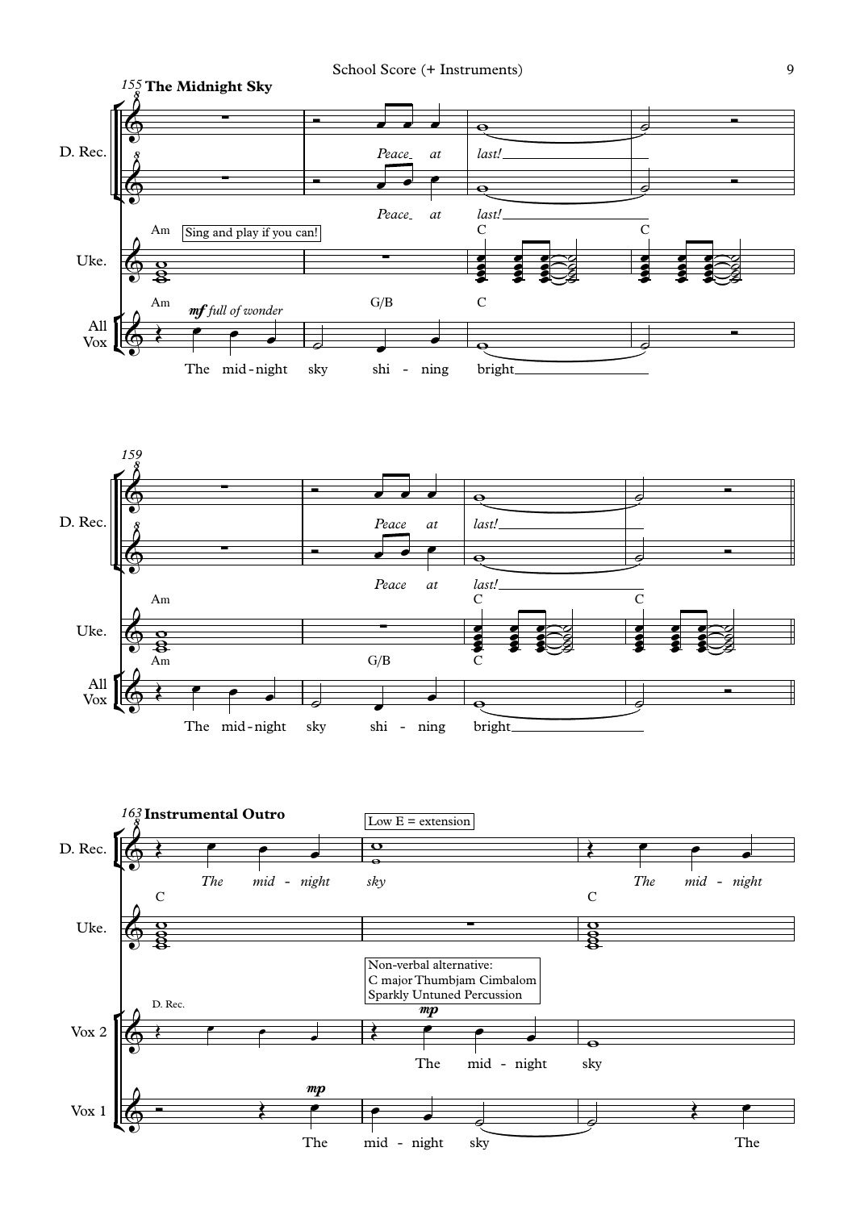## The Midnight Sky

Sing and play if you can!

*mf full of wonder*

The mid-night sky shi - ning bright

*Peace at last!*

The mid-night sky shi - ning bright

*Peace at last!*

## Instrumental Outro

Low E = extension

Non-verbal alternative:
C major Thumbjam Cimbalom
Sparkly Untuned Percussion

*The mid - night sky*

*The mid - night*

The mid - night sky

The mid - night sky

The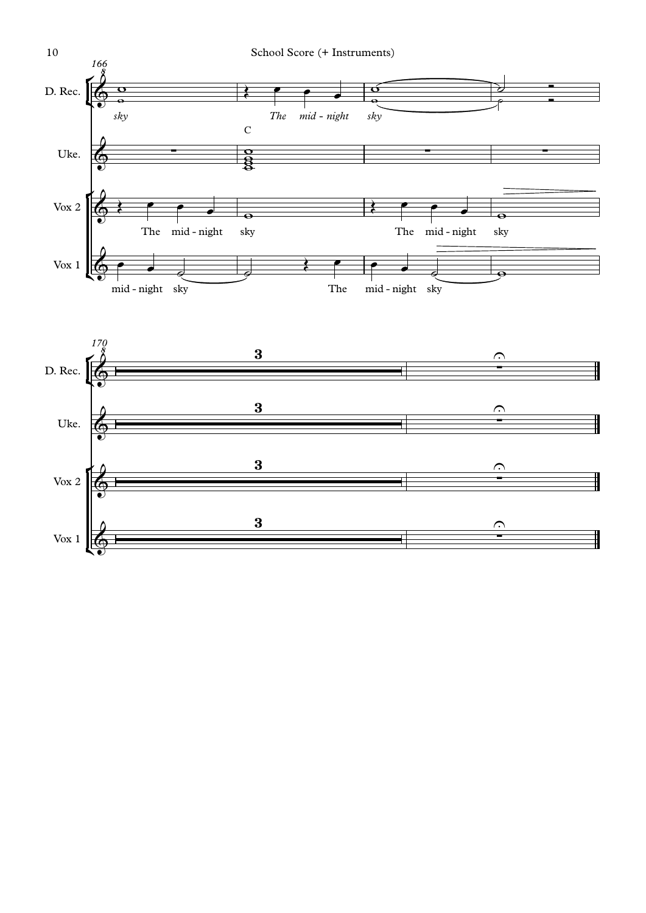166

D. Rec.

*sky* *The mid - night sky*

Uke.

C

Vox 2

The mid - night sky The mid - night sky

Vox 1

mid - night sky The mid - night sky

170

D. Rec.

3

Uke.

3

Vox 2

3

Vox 1

3